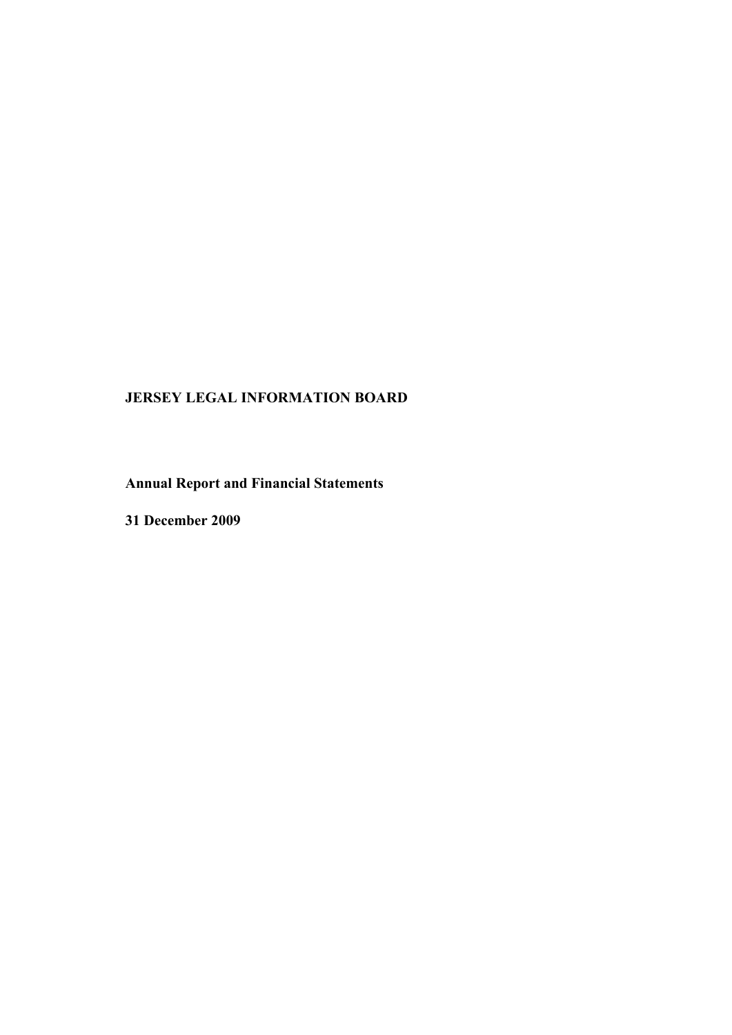# JERSEY LEGAL INFORMATION BOARD

**Annual Report and Financial Statements**

**31 December 2009**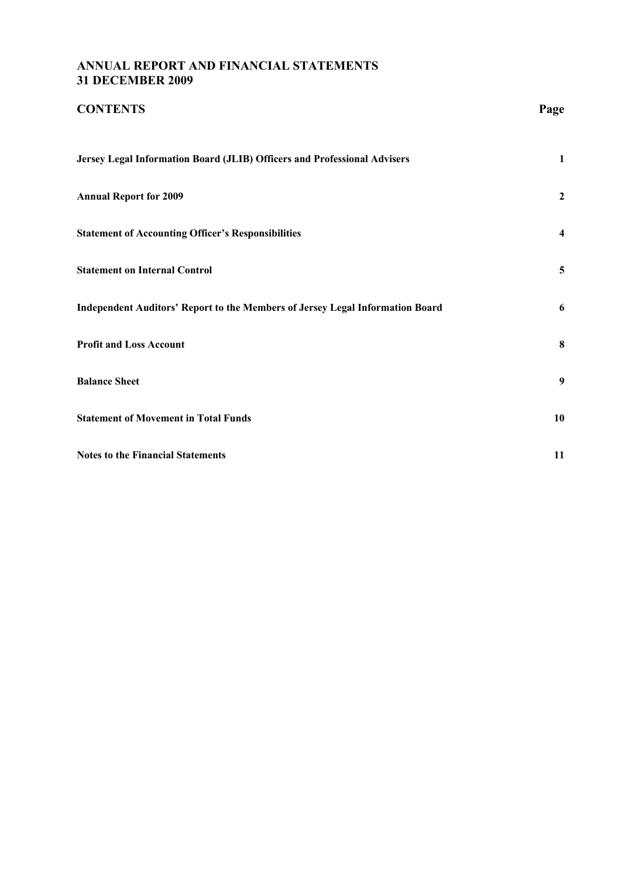# ANNUAL REPORT AND FINANCIAL STATEMENTS
# 31 DECEMBER 2009

| CONTENTS | Page |
|---|---|
| **Jersey Legal Information Board (JLIB) Officers and Professional Advisers** | **1** |
| **Annual Report for 2009** | **2** |
| **Statement of Accounting Officer's Responsibilities** | **4** |
| **Statement on Internal Control** | **5** |
| **Independent Auditors' Report to the Members of Jersey Legal Information Board** | **6** |
| **Profit and Loss Account** | **8** |
| **Balance Sheet** | **9** |
| **Statement of Movement in Total Funds** | **10** |
| **Notes to the Financial Statements** | **11** |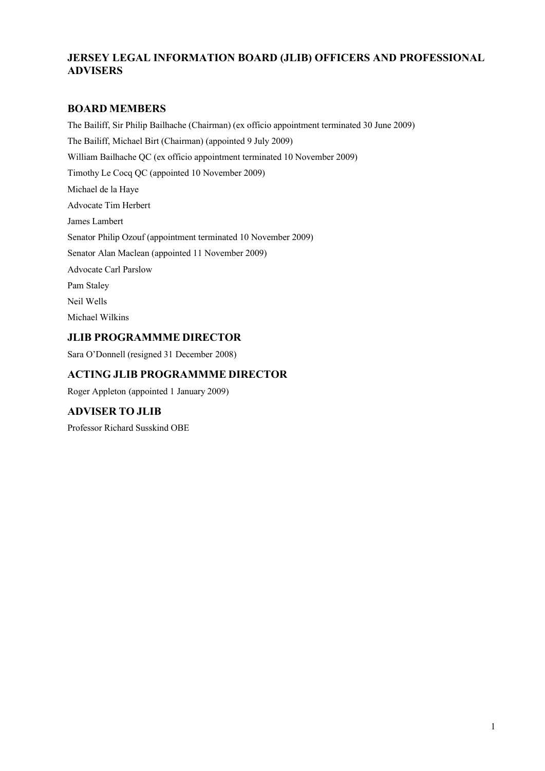## JERSEY LEGAL INFORMATION BOARD (JLIB) OFFICERS AND PROFESSIONAL ADVISERS

### BOARD MEMBERS

The Bailiff, Sir Philip Bailhache (Chairman) (ex officio appointment terminated 30 June 2009)

The Bailiff, Michael Birt (Chairman) (appointed 9 July 2009)

William Bailhache QC (ex officio appointment terminated 10 November 2009)

Timothy Le Cocq QC (appointed 10 November 2009)

Michael de la Haye

Advocate Tim Herbert

James Lambert

Senator Philip Ozouf (appointment terminated 10 November 2009)

Senator Alan Maclean (appointed 11 November 2009)

Advocate Carl Parslow

Pam Staley

Neil Wells

Michael Wilkins

### JLIB PROGRAMMME DIRECTOR

Sara O'Donnell (resigned 31 December 2008)

### ACTING JLIB PROGRAMMME DIRECTOR

Roger Appleton (appointed 1 January 2009)

### ADVISER TO JLIB

Professor Richard Susskind OBE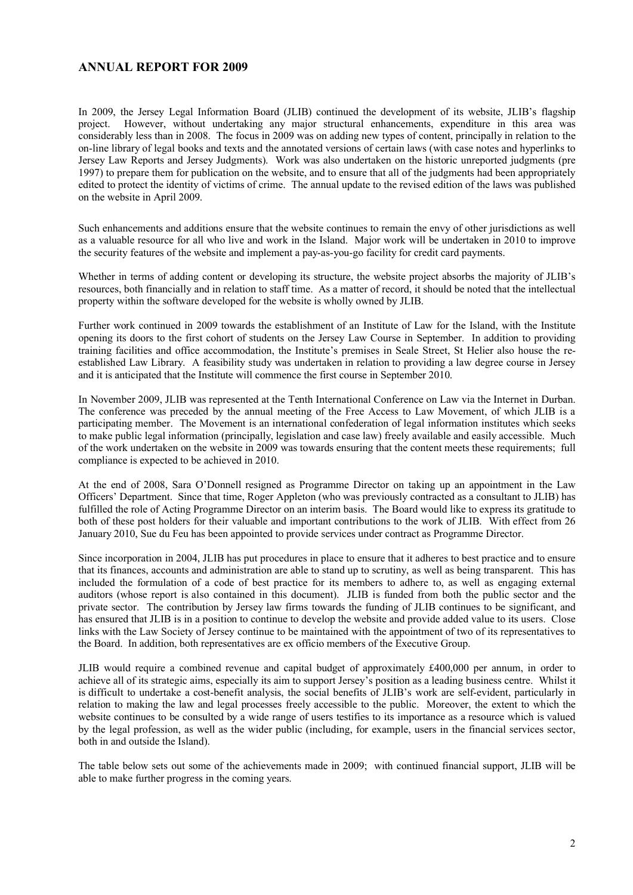## ANNUAL REPORT FOR 2009

In 2009, the Jersey Legal Information Board (JLIB) continued the development of its website, JLIB's flagship project. However, without undertaking any major structural enhancements, expenditure in this area was considerably less than in 2008. The focus in 2009 was on adding new types of content, principally in relation to the on-line library of legal books and texts and the annotated versions of certain laws (with case notes and hyperlinks to Jersey Law Reports and Jersey Judgments). Work was also undertaken on the historic unreported judgments (pre 1997) to prepare them for publication on the website, and to ensure that all of the judgments had been appropriately edited to protect the identity of victims of crime. The annual update to the revised edition of the laws was published on the website in April 2009.

Such enhancements and additions ensure that the website continues to remain the envy of other jurisdictions as well as a valuable resource for all who live and work in the Island. Major work will be undertaken in 2010 to improve the security features of the website and implement a pay-as-you-go facility for credit card payments.

Whether in terms of adding content or developing its structure, the website project absorbs the majority of JLIB's resources, both financially and in relation to staff time. As a matter of record, it should be noted that the intellectual property within the software developed for the website is wholly owned by JLIB.

Further work continued in 2009 towards the establishment of an Institute of Law for the Island, with the Institute opening its doors to the first cohort of students on the Jersey Law Course in September. In addition to providing training facilities and office accommodation, the Institute's premises in Seale Street, St Helier also house the re-established Law Library. A feasibility study was undertaken in relation to providing a law degree course in Jersey and it is anticipated that the Institute will commence the first course in September 2010.

In November 2009, JLIB was represented at the Tenth International Conference on Law via the Internet in Durban. The conference was preceded by the annual meeting of the Free Access to Law Movement, of which JLIB is a participating member. The Movement is an international confederation of legal information institutes which seeks to make public legal information (principally, legislation and case law) freely available and easily accessible. Much of the work undertaken on the website in 2009 was towards ensuring that the content meets these requirements; full compliance is expected to be achieved in 2010.

At the end of 2008, Sara O'Donnell resigned as Programme Director on taking up an appointment in the Law Officers' Department. Since that time, Roger Appleton (who was previously contracted as a consultant to JLIB) has fulfilled the role of Acting Programme Director on an interim basis. The Board would like to express its gratitude to both of these post holders for their valuable and important contributions to the work of JLIB. With effect from 26 January 2010, Sue du Feu has been appointed to provide services under contract as Programme Director.

Since incorporation in 2004, JLIB has put procedures in place to ensure that it adheres to best practice and to ensure that its finances, accounts and administration are able to stand up to scrutiny, as well as being transparent. This has included the formulation of a code of best practice for its members to adhere to, as well as engaging external auditors (whose report is also contained in this document). JLIB is funded from both the public sector and the private sector. The contribution by Jersey law firms towards the funding of JLIB continues to be significant, and has ensured that JLIB is in a position to continue to develop the website and provide added value to its users. Close links with the Law Society of Jersey continue to be maintained with the appointment of two of its representatives to the Board. In addition, both representatives are ex officio members of the Executive Group.

JLIB would require a combined revenue and capital budget of approximately £400,000 per annum, in order to achieve all of its strategic aims, especially its aim to support Jersey's position as a leading business centre. Whilst it is difficult to undertake a cost-benefit analysis, the social benefits of JLIB's work are self-evident, particularly in relation to making the law and legal processes freely accessible to the public. Moreover, the extent to which the website continues to be consulted by a wide range of users testifies to its importance as a resource which is valued by the legal profession, as well as the wider public (including, for example, users in the financial services sector, both in and outside the Island).

The table below sets out some of the achievements made in 2009; with continued financial support, JLIB will be able to make further progress in the coming years.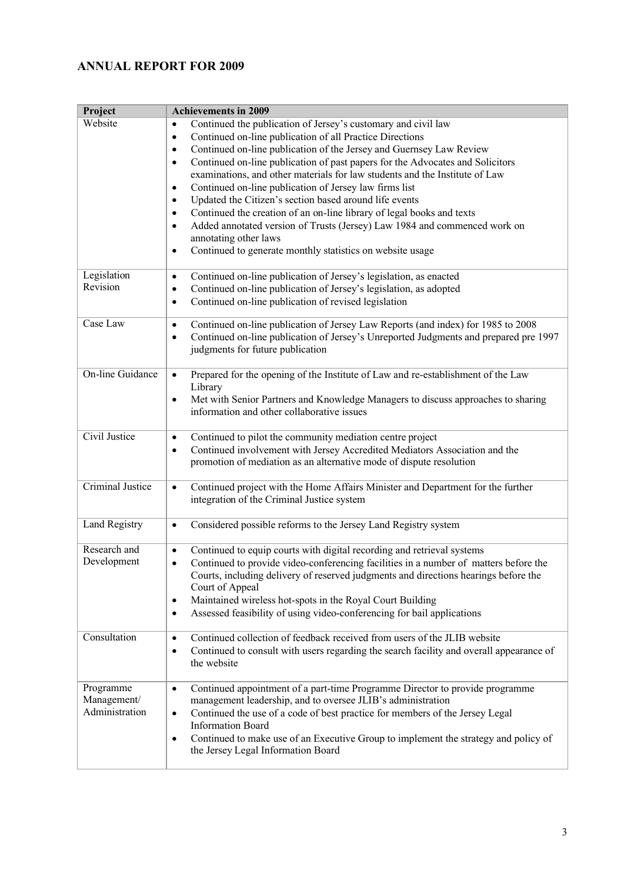## ANNUAL REPORT FOR 2009

| Project | Achievements in 2009 |
|---|---|
| Website | • Continued the publication of Jersey's customary and civil law<br>• Continued on-line publication of all Practice Directions<br>• Continued on-line publication of the Jersey and Guernsey Law Review<br>• Continued on-line publication of past papers for the Advocates and Solicitors examinations, and other materials for law students and the Institute of Law<br>• Continued on-line publication of Jersey law firms list<br>• Updated the Citizen's section based around life events<br>• Continued the creation of an on-line library of legal books and texts<br>• Added annotated version of Trusts (Jersey) Law 1984 and commenced work on annotating other laws<br>• Continued to generate monthly statistics on website usage |
| Legislation Revision | • Continued on-line publication of Jersey's legislation, as enacted<br>• Continued on-line publication of Jersey's legislation, as adopted<br>• Continued on-line publication of revised legislation |
| Case Law | • Continued on-line publication of Jersey Law Reports (and index) for 1985 to 2008<br>• Continued on-line publication of Jersey's Unreported Judgments and prepared pre 1997 judgments for future publication |
| On-line Guidance | • Prepared for the opening of the Institute of Law and re-establishment of the Law Library<br>• Met with Senior Partners and Knowledge Managers to discuss approaches to sharing information and other collaborative issues |
| Civil Justice | • Continued to pilot the community mediation centre project<br>• Continued involvement with Jersey Accredited Mediators Association and the promotion of mediation as an alternative mode of dispute resolution |
| Criminal Justice | • Continued project with the Home Affairs Minister and Department for the further integration of the Criminal Justice system |
| Land Registry | • Considered possible reforms to the Jersey Land Registry system |
| Research and Development | • Continued to equip courts with digital recording and retrieval systems<br>• Continued to provide video-conferencing facilities in a number of matters before the Courts, including delivery of reserved judgments and directions hearings before the Court of Appeal<br>• Maintained wireless hot-spots in the Royal Court Building<br>• Assessed feasibility of using video-conferencing for bail applications |
| Consultation | • Continued collection of feedback received from users of the JLIB website<br>• Continued to consult with users regarding the search facility and overall appearance of the website |
| Programme Management/ Administration | • Continued appointment of a part-time Programme Director to provide programme management leadership, and to oversee JLIB's administration<br>• Continued the use of a code of best practice for members of the Jersey Legal Information Board<br>• Continued to make use of an Executive Group to implement the strategy and policy of the Jersey Legal Information Board |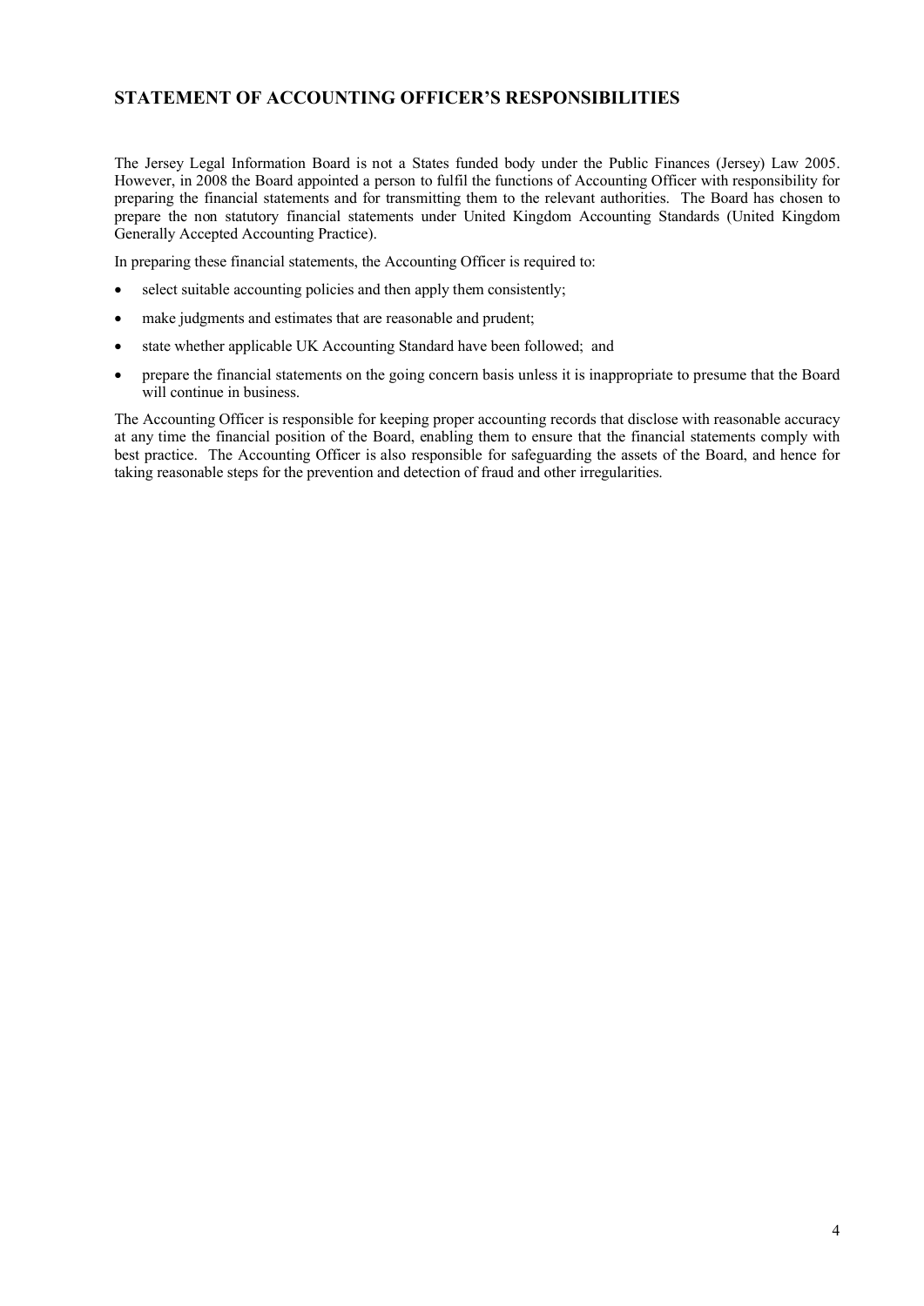## STATEMENT OF ACCOUNTING OFFICER'S RESPONSIBILITIES

The Jersey Legal Information Board is not a States funded body under the Public Finances (Jersey) Law 2005. However, in 2008 the Board appointed a person to fulfil the functions of Accounting Officer with responsibility for preparing the financial statements and for transmitting them to the relevant authorities. The Board has chosen to prepare the non statutory financial statements under United Kingdom Accounting Standards (United Kingdom Generally Accepted Accounting Practice).

In preparing these financial statements, the Accounting Officer is required to:

- select suitable accounting policies and then apply them consistently;
- make judgments and estimates that are reasonable and prudent;
- state whether applicable UK Accounting Standard have been followed; and
- prepare the financial statements on the going concern basis unless it is inappropriate to presume that the Board will continue in business.

The Accounting Officer is responsible for keeping proper accounting records that disclose with reasonable accuracy at any time the financial position of the Board, enabling them to ensure that the financial statements comply with best practice. The Accounting Officer is also responsible for safeguarding the assets of the Board, and hence for taking reasonable steps for the prevention and detection of fraud and other irregularities.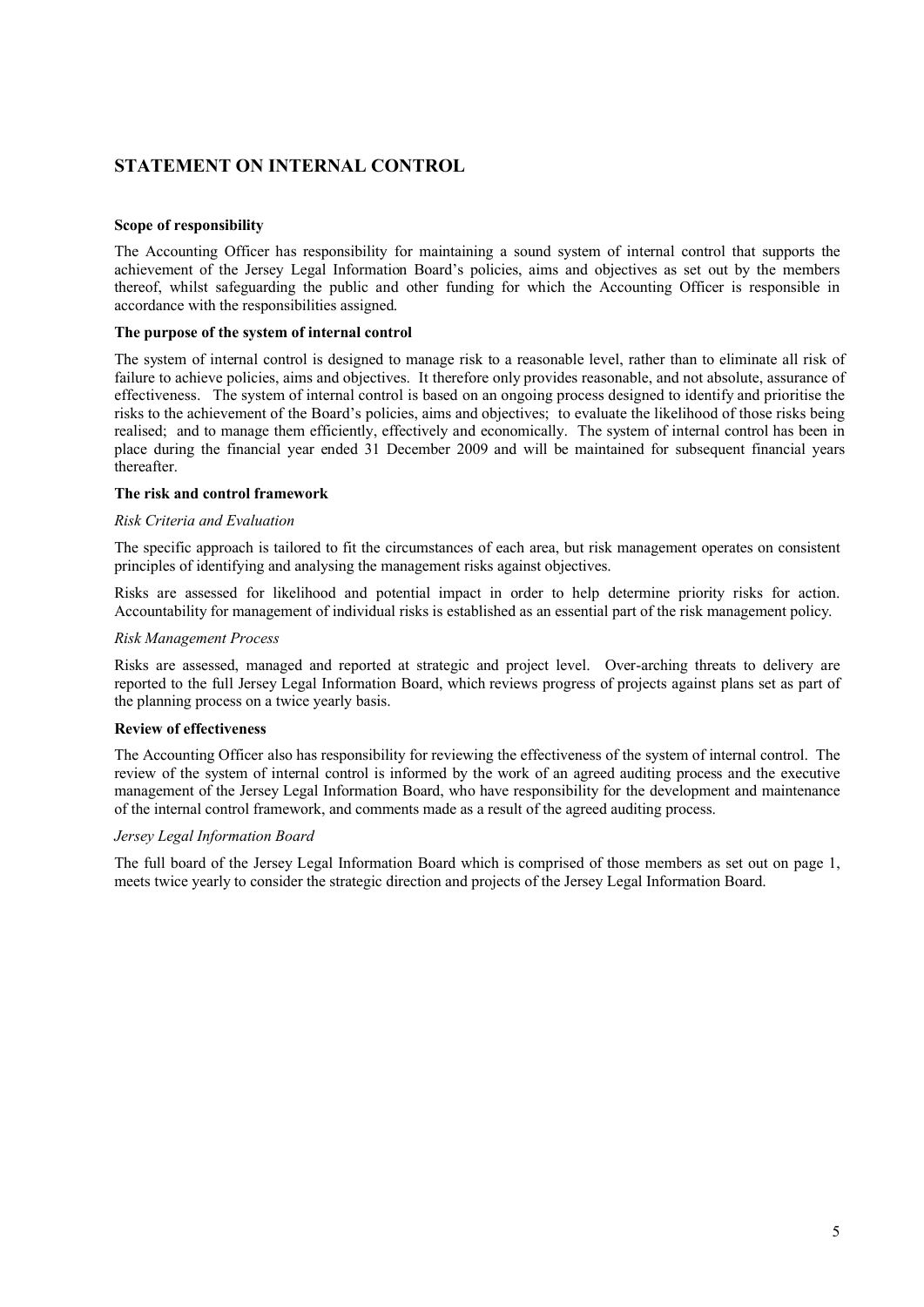## STATEMENT ON INTERNAL CONTROL

**Scope of responsibility**

The Accounting Officer has responsibility for maintaining a sound system of internal control that supports the achievement of the Jersey Legal Information Board's policies, aims and objectives as set out by the members thereof, whilst safeguarding the public and other funding for which the Accounting Officer is responsible in accordance with the responsibilities assigned.

**The purpose of the system of internal control**

The system of internal control is designed to manage risk to a reasonable level, rather than to eliminate all risk of failure to achieve policies, aims and objectives. It therefore only provides reasonable, and not absolute, assurance of effectiveness. The system of internal control is based on an ongoing process designed to identify and prioritise the risks to the achievement of the Board's policies, aims and objectives; to evaluate the likelihood of those risks being realised; and to manage them efficiently, effectively and economically. The system of internal control has been in place during the financial year ended 31 December 2009 and will be maintained for subsequent financial years thereafter.

**The risk and control framework**

*Risk Criteria and Evaluation*

The specific approach is tailored to fit the circumstances of each area, but risk management operates on consistent principles of identifying and analysing the management risks against objectives.

Risks are assessed for likelihood and potential impact in order to help determine priority risks for action. Accountability for management of individual risks is established as an essential part of the risk management policy.

*Risk Management Process*

Risks are assessed, managed and reported at strategic and project level. Over-arching threats to delivery are reported to the full Jersey Legal Information Board, which reviews progress of projects against plans set as part of the planning process on a twice yearly basis.

**Review of effectiveness**

The Accounting Officer also has responsibility for reviewing the effectiveness of the system of internal control. The review of the system of internal control is informed by the work of an agreed auditing process and the executive management of the Jersey Legal Information Board, who have responsibility for the development and maintenance of the internal control framework, and comments made as a result of the agreed auditing process.

*Jersey Legal Information Board*

The full board of the Jersey Legal Information Board which is comprised of those members as set out on page 1, meets twice yearly to consider the strategic direction and projects of the Jersey Legal Information Board.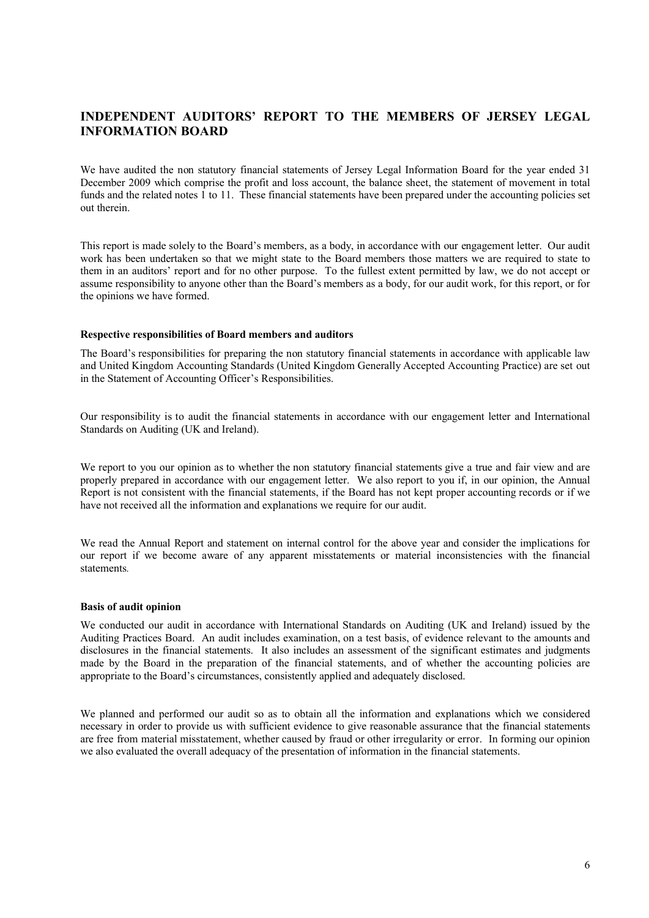## INDEPENDENT AUDITORS' REPORT TO THE MEMBERS OF JERSEY LEGAL INFORMATION BOARD

We have audited the non statutory financial statements of Jersey Legal Information Board for the year ended 31 December 2009 which comprise the profit and loss account, the balance sheet, the statement of movement in total funds and the related notes 1 to 11. These financial statements have been prepared under the accounting policies set out therein.

This report is made solely to the Board's members, as a body, in accordance with our engagement letter. Our audit work has been undertaken so that we might state to the Board members those matters we are required to state to them in an auditors' report and for no other purpose. To the fullest extent permitted by law, we do not accept or assume responsibility to anyone other than the Board's members as a body, for our audit work, for this report, or for the opinions we have formed.

### Respective responsibilities of Board members and auditors

The Board's responsibilities for preparing the non statutory financial statements in accordance with applicable law and United Kingdom Accounting Standards (United Kingdom Generally Accepted Accounting Practice) are set out in the Statement of Accounting Officer's Responsibilities.

Our responsibility is to audit the financial statements in accordance with our engagement letter and International Standards on Auditing (UK and Ireland).

We report to you our opinion as to whether the non statutory financial statements give a true and fair view and are properly prepared in accordance with our engagement letter. We also report to you if, in our opinion, the Annual Report is not consistent with the financial statements, if the Board has not kept proper accounting records or if we have not received all the information and explanations we require for our audit.

We read the Annual Report and statement on internal control for the above year and consider the implications for our report if we become aware of any apparent misstatements or material inconsistencies with the financial statements.

### Basis of audit opinion

We conducted our audit in accordance with International Standards on Auditing (UK and Ireland) issued by the Auditing Practices Board. An audit includes examination, on a test basis, of evidence relevant to the amounts and disclosures in the financial statements. It also includes an assessment of the significant estimates and judgments made by the Board in the preparation of the financial statements, and of whether the accounting policies are appropriate to the Board's circumstances, consistently applied and adequately disclosed.

We planned and performed our audit so as to obtain all the information and explanations which we considered necessary in order to provide us with sufficient evidence to give reasonable assurance that the financial statements are free from material misstatement, whether caused by fraud or other irregularity or error. In forming our opinion we also evaluated the overall adequacy of the presentation of information in the financial statements.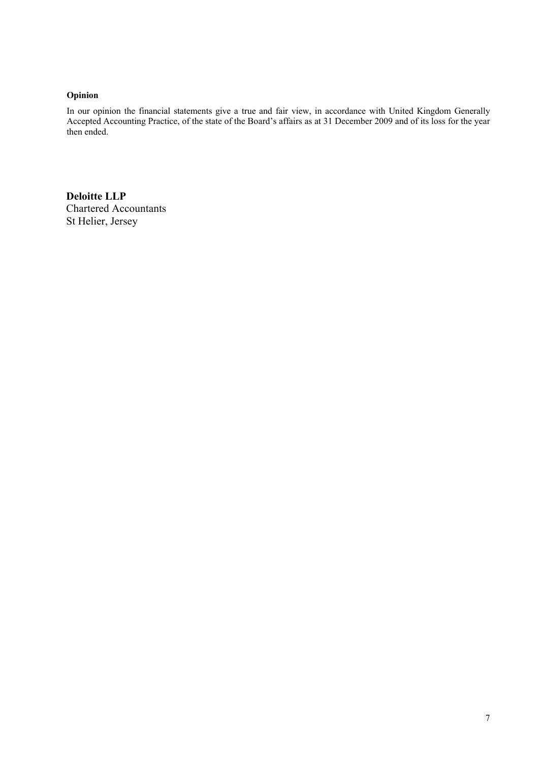### Opinion

In our opinion the financial statements give a true and fair view, in accordance with United Kingdom Generally Accepted Accounting Practice, of the state of the Board's affairs as at 31 December 2009 and of its loss for the year then ended.

**Deloitte LLP**
Chartered Accountants
St Helier, Jersey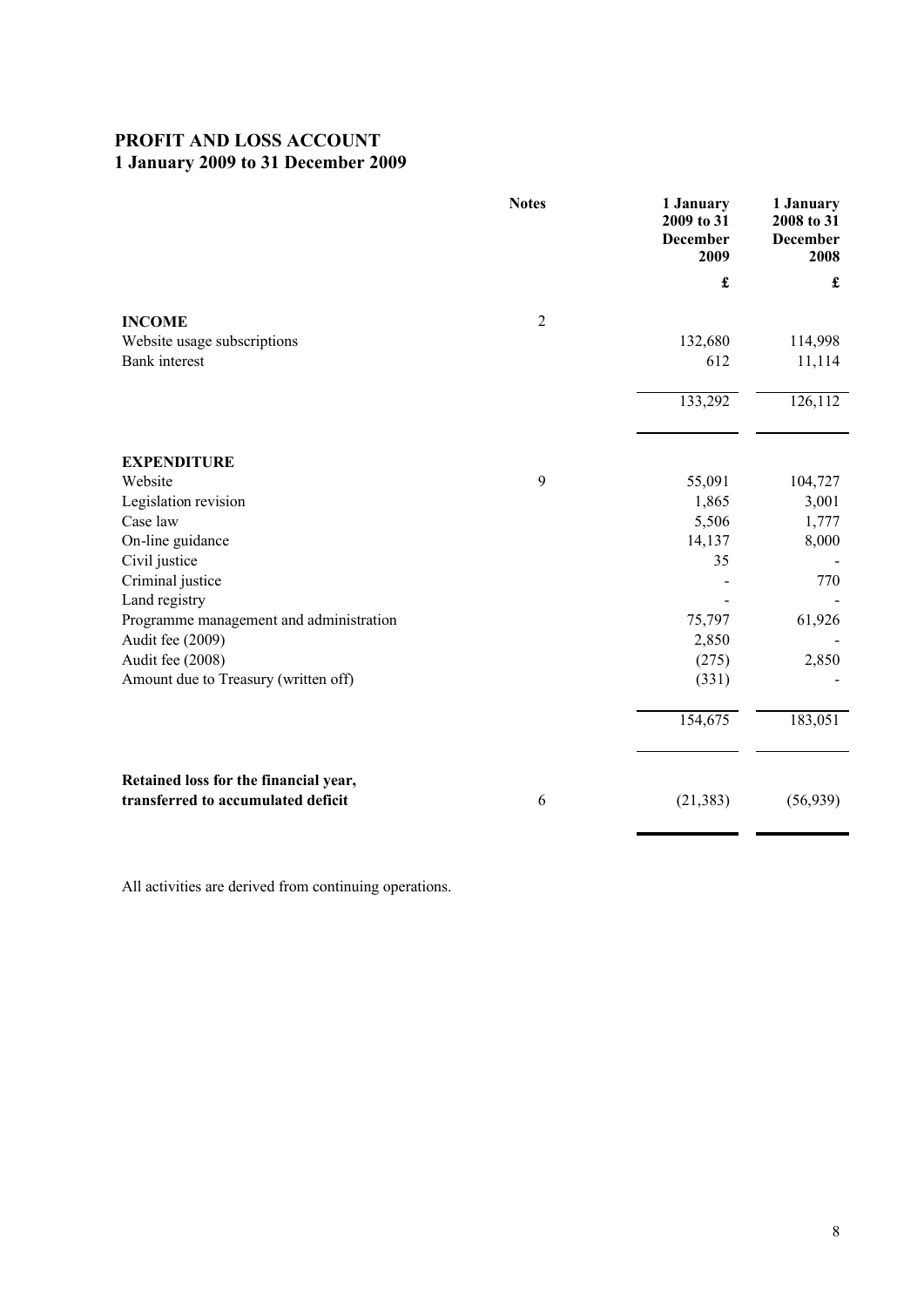# PROFIT AND LOSS ACCOUNT
## 1 January 2009 to 31 December 2009

| | Notes | 1 January 2009 to 31 December 2009 | 1 January 2008 to 31 December 2008 |
|---|---|---|---|
| | | £ | £ |
| **INCOME** | 2 | | |
| Website usage subscriptions | | 132,680 | 114,998 |
| Bank interest | | 612 | 11,114 |
| | | 133,292 | 126,112 |
| **EXPENDITURE** | | | |
| Website | 9 | 55,091 | 104,727 |
| Legislation revision | | 1,865 | 3,001 |
| Case law | | 5,506 | 1,777 |
| On-line guidance | | 14,137 | 8,000 |
| Civil justice | | 35 | - |
| Criminal justice | | - | 770 |
| Land registry | | - | - |
| Programme management and administration | | 75,797 | 61,926 |
| Audit fee (2009) | | 2,850 | - |
| Audit fee (2008) | | (275) | 2,850 |
| Amount due to Treasury (written off) | | (331) | - |
| | | 154,675 | 183,051 |
| **Retained loss for the financial year, transferred to accumulated deficit** | 6 | (21,383) | (56,939) |

All activities are derived from continuing operations.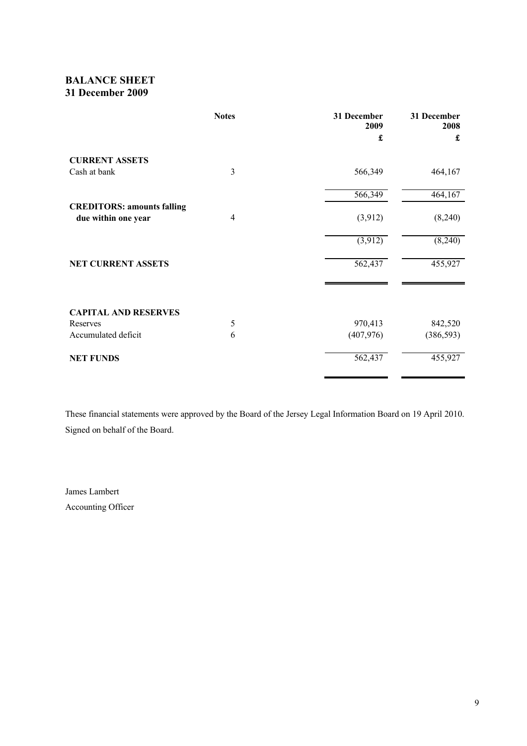# BALANCE SHEET
## 31 December 2009

| | Notes | 31 December 2009 £ | 31 December 2008 £ |
|---|---|---|---|
| **CURRENT ASSETS** | | | |
| Cash at bank | 3 | 566,349 | 464,167 |
| | | 566,349 | 464,167 |
| **CREDITORS: amounts falling due within one year** | 4 | (3,912) | (8,240) |
| | | (3,912) | (8,240) |
| **NET CURRENT ASSETS** | | 562,437 | 455,927 |
| **CAPITAL AND RESERVES** | | | |
| Reserves | 5 | 970,413 | 842,520 |
| Accumulated deficit | 6 | (407,976) | (386,593) |
| **NET FUNDS** | | 562,437 | 455,927 |

These financial statements were approved by the Board of the Jersey Legal Information Board on 19 April 2010. Signed on behalf of the Board.

James Lambert
Accounting Officer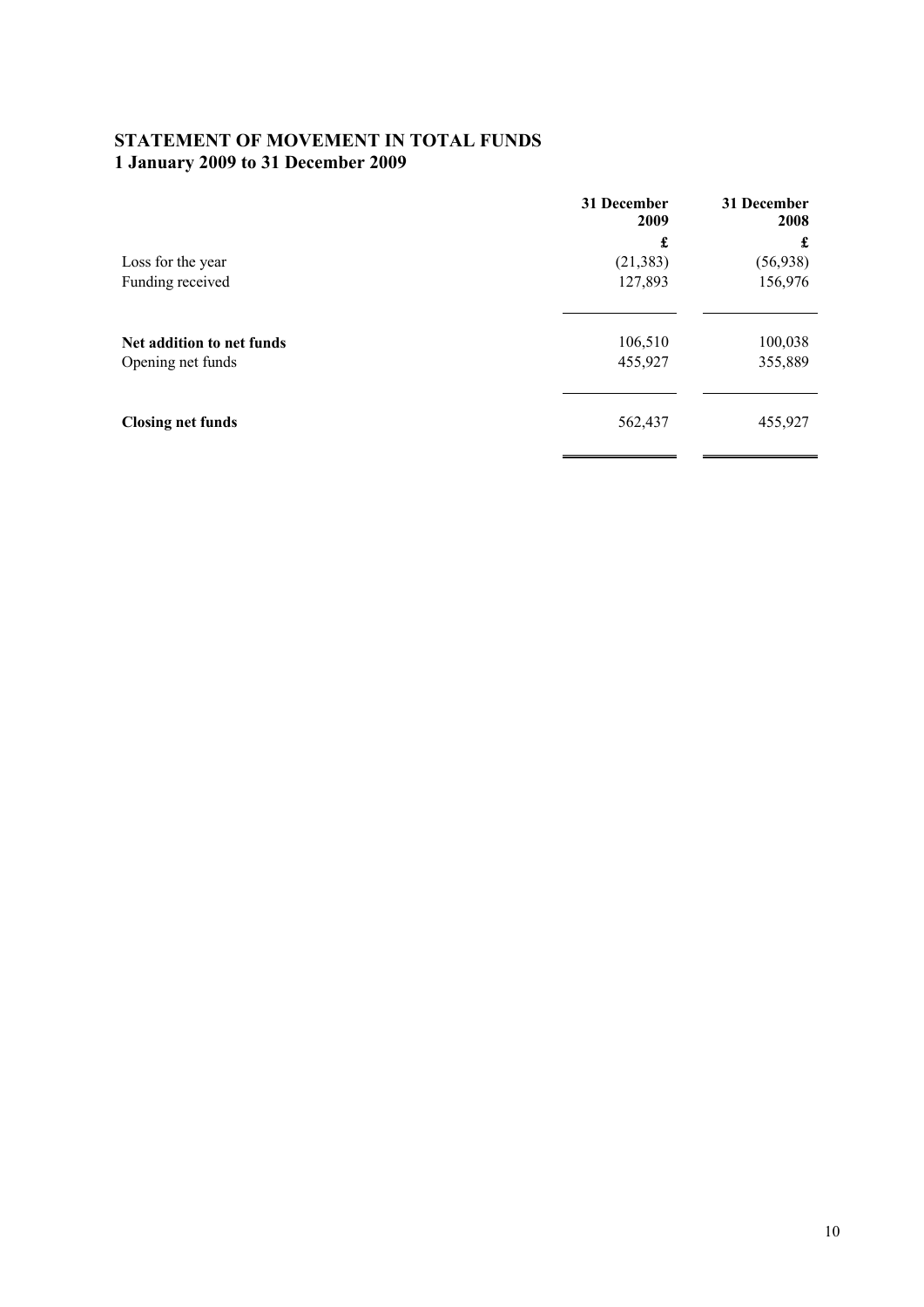## STATEMENT OF MOVEMENT IN TOTAL FUNDS
## 1 January 2009 to 31 December 2009

| | 31 December 2009 | 31 December 2008 |
|---|---|---|
| | £ | £ |
| Loss for the year | (21,383) | (56,938) |
| Funding received | 127,893 | 156,976 |
| **Net addition to net funds** | 106,510 | 100,038 |
| Opening net funds | 455,927 | 355,889 |
| **Closing net funds** | 562,437 | 455,927 |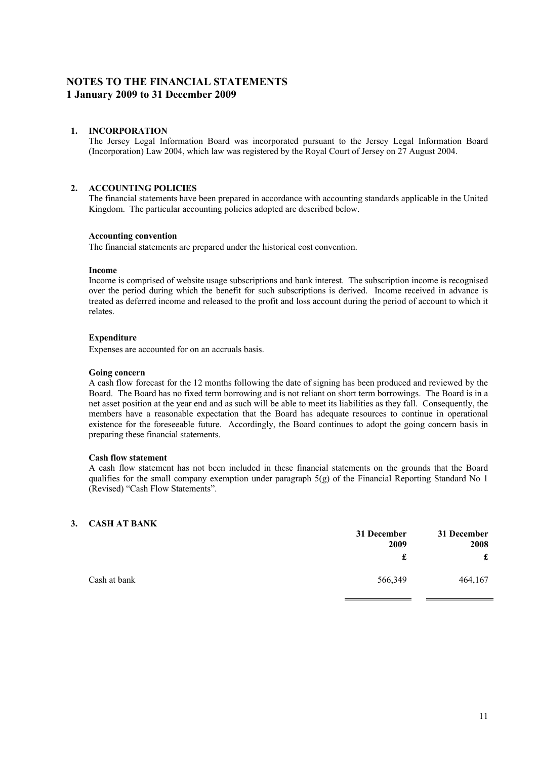# NOTES TO THE FINANCIAL STATEMENTS
## 1 January 2009 to 31 December 2009

### 1. INCORPORATION

The Jersey Legal Information Board was incorporated pursuant to the Jersey Legal Information Board (Incorporation) Law 2004, which law was registered by the Royal Court of Jersey on 27 August 2004.

### 2. ACCOUNTING POLICIES

The financial statements have been prepared in accordance with accounting standards applicable in the United Kingdom. The particular accounting policies adopted are described below.

**Accounting convention**

The financial statements are prepared under the historical cost convention.

**Income**

Income is comprised of website usage subscriptions and bank interest. The subscription income is recognised over the period during which the benefit for such subscriptions is derived. Income received in advance is treated as deferred income and released to the profit and loss account during the period of account to which it relates.

**Expenditure**

Expenses are accounted for on an accruals basis.

**Going concern**

A cash flow forecast for the 12 months following the date of signing has been produced and reviewed by the Board. The Board has no fixed term borrowing and is not reliant on short term borrowings. The Board is in a net asset position at the year end and as such will be able to meet its liabilities as they fall. Consequently, the members have a reasonable expectation that the Board has adequate resources to continue in operational existence for the foreseeable future. Accordingly, the Board continues to adopt the going concern basis in preparing these financial statements.

**Cash flow statement**

A cash flow statement has not been included in these financial statements on the grounds that the Board qualifies for the small company exemption under paragraph 5(g) of the Financial Reporting Standard No 1 (Revised) "Cash Flow Statements".

### 3. CASH AT BANK

| | 31 December 2009 | 31 December 2008 |
|---|---|---|
| | £ | £ |
| Cash at bank | 566,349 | 464,167 |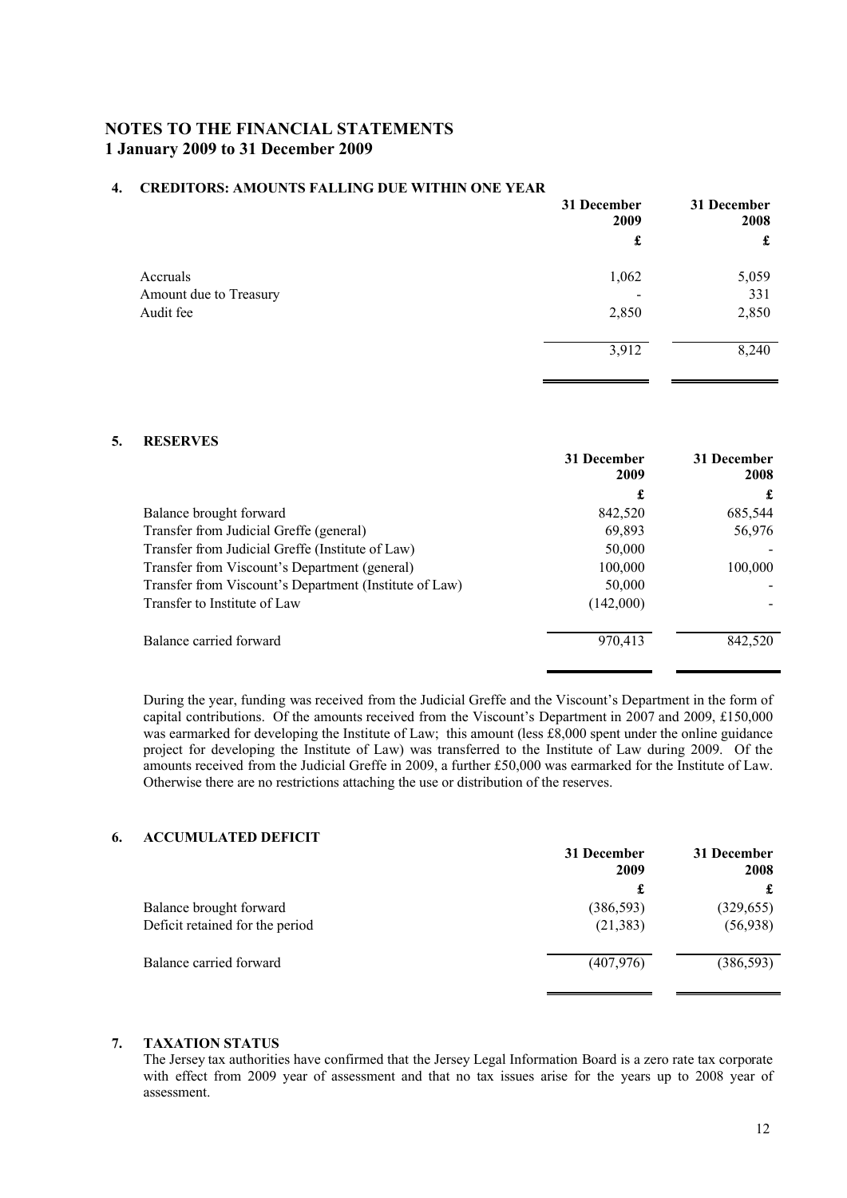## NOTES TO THE FINANCIAL STATEMENTS
## 1 January 2009 to 31 December 2009

### 4. CREDITORS: AMOUNTS FALLING DUE WITHIN ONE YEAR

| | 31 December 2009 | 31 December 2008 |
|---|---|---|
| | £ | £ |
| Accruals | 1,062 | 5,059 |
| Amount due to Treasury | - | 331 |
| Audit fee | 2,850 | 2,850 |
| | 3,912 | 8,240 |

### 5. RESERVES

| | 31 December 2009 | 31 December 2008 |
|---|---|---|
| | £ | £ |
| Balance brought forward | 842,520 | 685,544 |
| Transfer from Judicial Greffe (general) | 69,893 | 56,976 |
| Transfer from Judicial Greffe (Institute of Law) | 50,000 | - |
| Transfer from Viscount's Department (general) | 100,000 | 100,000 |
| Transfer from Viscount's Department (Institute of Law) | 50,000 | - |
| Transfer to Institute of Law | (142,000) | - |
| Balance carried forward | 970,413 | 842,520 |

During the year, funding was received from the Judicial Greffe and the Viscount's Department in the form of capital contributions. Of the amounts received from the Viscount's Department in 2007 and 2009, £150,000 was earmarked for developing the Institute of Law; this amount (less £8,000 spent under the online guidance project for developing the Institute of Law) was transferred to the Institute of Law during 2009. Of the amounts received from the Judicial Greffe in 2009, a further £50,000 was earmarked for the Institute of Law. Otherwise there are no restrictions attaching the use or distribution of the reserves.

### 6. ACCUMULATED DEFICIT

| | 31 December 2009 | 31 December 2008 |
|---|---|---|
| | £ | £ |
| Balance brought forward | (386,593) | (329,655) |
| Deficit retained for the period | (21,383) | (56,938) |
| Balance carried forward | (407,976) | (386,593) |

### 7. TAXATION STATUS

The Jersey tax authorities have confirmed that the Jersey Legal Information Board is a zero rate tax corporate with effect from 2009 year of assessment and that no tax issues arise for the years up to 2008 year of assessment.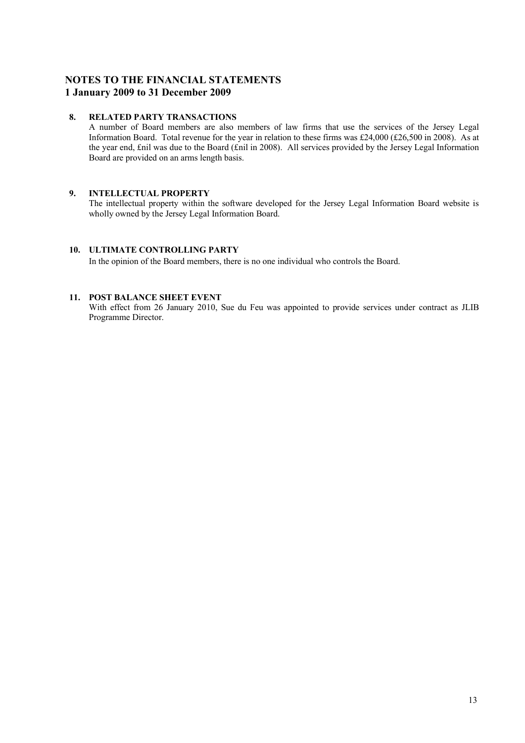## NOTES TO THE FINANCIAL STATEMENTS
## 1 January 2009 to 31 December 2009

### 8. RELATED PARTY TRANSACTIONS

A number of Board members are also members of law firms that use the services of the Jersey Legal Information Board. Total revenue for the year in relation to these firms was £24,000 (£26,500 in 2008). As at the year end, £nil was due to the Board (£nil in 2008). All services provided by the Jersey Legal Information Board are provided on an arms length basis.

### 9. INTELLECTUAL PROPERTY

The intellectual property within the software developed for the Jersey Legal Information Board website is wholly owned by the Jersey Legal Information Board.

### 10. ULTIMATE CONTROLLING PARTY

In the opinion of the Board members, there is no one individual who controls the Board.

### 11. POST BALANCE SHEET EVENT

With effect from 26 January 2010, Sue du Feu was appointed to provide services under contract as JLIB Programme Director.